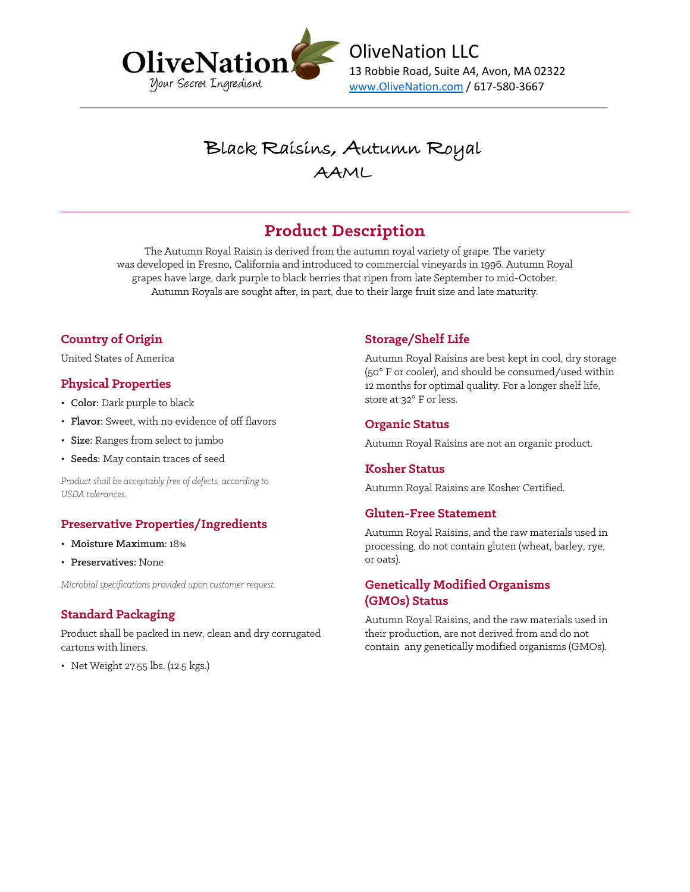OliveNation
Your Secret Ingredient

OliveNation LLC
13 Robbie Road, Suite A4, Avon, MA 02322
www.OliveNation.com / 617-580-3667

# Black Raisins, Autumn Royal
## AAML

## Product Description

The Autumn Royal Raisin is derived from the autumn royal variety of grape. The variety was developed in Fresno, California and introduced to commercial vineyards in 1996. Autumn Royal grapes have large, dark purple to black berries that ripen from late September to mid-October. Autumn Royals are sought after, in part, due to their large fruit size and late maturity.

### Country of Origin

United States of America

### Physical Properties

- **Color:** Dark purple to black
- **Flavor:** Sweet, with no evidence of off flavors
- **Size:** Ranges from select to jumbo
- **Seeds:** May contain traces of seed

*Product shall be acceptably free of defects, according to USDA tolerances.*

### Preservative Properties/Ingredients

- **Moisture Maximum:** 18%
- **Preservatives:** None

*Microbial specifications provided upon customer request.*

### Standard Packaging

Product shall be packed in new, clean and dry corrugated cartons with liners.

- Net Weight 27.55 lbs. (12.5 kgs.)

### Storage/Shelf Life

Autumn Royal Raisins are best kept in cool, dry storage (50° F or cooler), and should be consumed/used within 12 months for optimal quality. For a longer shelf life, store at 32° F or less.

### Organic Status

Autumn Royal Raisins are not an organic product.

### Kosher Status

Autumn Royal Raisins are Kosher Certified.

### Gluten-Free Statement

Autumn Royal Raisins, and the raw materials used in processing, do not contain gluten (wheat, barley, rye, or oats).

### Genetically Modified Organisms (GMOs) Status

Autumn Royal Raisins, and the raw materials used in their production, are not derived from and do not contain any genetically modified organisms (GMOs).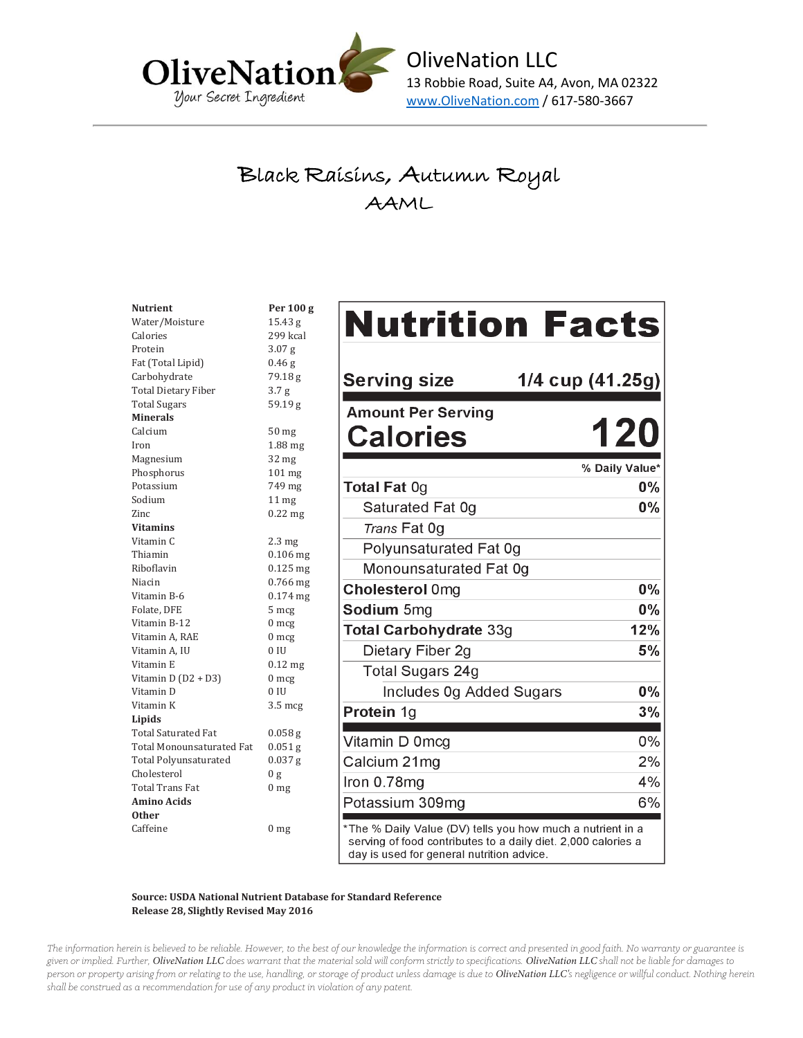OliveNation
Your Secret Ingredient

OliveNation LLC
13 Robbie Road, Suite A4, Avon, MA 02322
www.OliveNation.com / 617-580-3667

# Black Raisins, Autumn Royal
## AAML

| Nutrient | Per 100 g |
|---|---|
| Water/Moisture | 15.43 g |
| Calories | 299 kcal |
| Protein | 3.07 g |
| Fat (Total Lipid) | 0.46 g |
| Carbohydrate | 79.18 g |
| Total Dietary Fiber | 3.7 g |
| Total Sugars | 59.19 g |
| **Minerals** | |
| Calcium | 50 mg |
| Iron | 1.88 mg |
| Magnesium | 32 mg |
| Phosphorus | 101 mg |
| Potassium | 749 mg |
| Sodium | 11 mg |
| Zinc | 0.22 mg |
| **Vitamins** | |
| Vitamin C | 2.3 mg |
| Thiamin | 0.106 mg |
| Riboflavin | 0.125 mg |
| Niacin | 0.766 mg |
| Vitamin B-6 | 0.174 mg |
| Folate, DFE | 5 mcg |
| Vitamin B-12 | 0 mcg |
| Vitamin A, RAE | 0 mcg |
| Vitamin A, IU | 0 IU |
| Vitamin E | 0.12 mg |
| Vitamin D (D2 + D3) | 0 mcg |
| Vitamin D | 0 IU |
| Vitamin K | 3.5 mcg |
| **Lipids** | |
| Total Saturated Fat | 0.058 g |
| Total Monounsaturated Fat | 0.051 g |
| Total Polyunsaturated | 0.037 g |
| Cholesterol | 0 g |
| Total Trans Fat | 0 mg |
| **Amino Acids** | |
| **Other** | |
| Caffeine | 0 mg |

**Nutrition Facts**

| | |
|---|---|
| **Serving size** | **1/4 cup (41.25g)** |
| **Amount Per Serving** | |
| **Calories** | **120** |
| | **% Daily Value*** |
| **Total Fat** 0g | **0%** |
| Saturated Fat 0g | **0%** |
| *Trans* Fat 0g | |
| Polyunsaturated Fat 0g | |
| Monounsaturated Fat 0g | |
| **Cholesterol** 0mg | **0%** |
| **Sodium** 5mg | **0%** |
| **Total Carbohydrate** 33g | **12%** |
| Dietary Fiber 2g | **5%** |
| Total Sugars 24g | |
| Includes 0g Added Sugars | **0%** |
| **Protein** 1g | **3%** |
| Vitamin D 0mcg | 0% |
| Calcium 21mg | 2% |
| Iron 0.78mg | 4% |
| Potassium 309mg | 6% |

*The % Daily Value (DV) tells you how much a nutrient in a serving of food contributes to a daily diet. 2,000 calories a day is used for general nutrition advice.

**Source: USDA National Nutrient Database for Standard Reference Release 28, Slightly Revised May 2016**

*The information herein is believed to be reliable. However, to the best of our knowledge the information is correct and presented in good faith. No warranty or guarantee is given or implied. Further, **OliveNation LLC** does warrant that the material sold will conform strictly to specifications. **OliveNation LLC** shall not be liable for damages to person or property arising from or relating to the use, handling, or storage of product unless damage is due to **OliveNation LLC**'s negligence or willful conduct. Nothing herein shall be construed as a recommendation for use of any product in violation of any patent.*